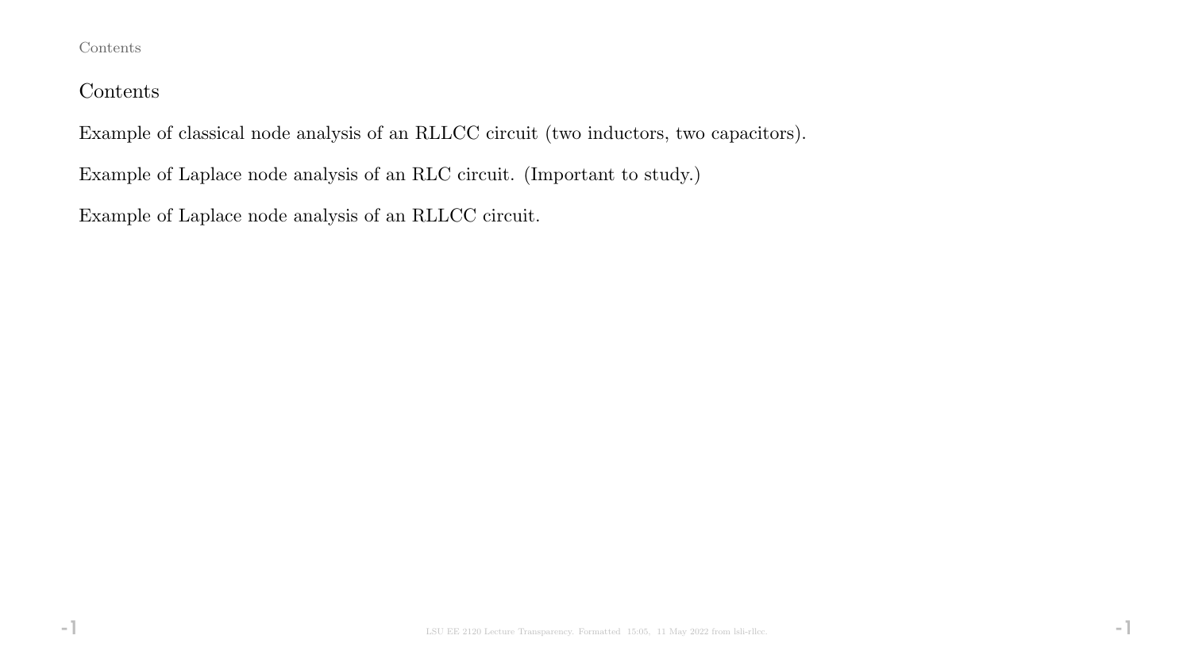## Contents

Example of classical node analysis of an RLLCC circuit (two inductors, two capacitors).

Example of Laplace node analysis of an RLC circuit. (Important to study.)

Example of Laplace node analysis of an RLLCC circuit.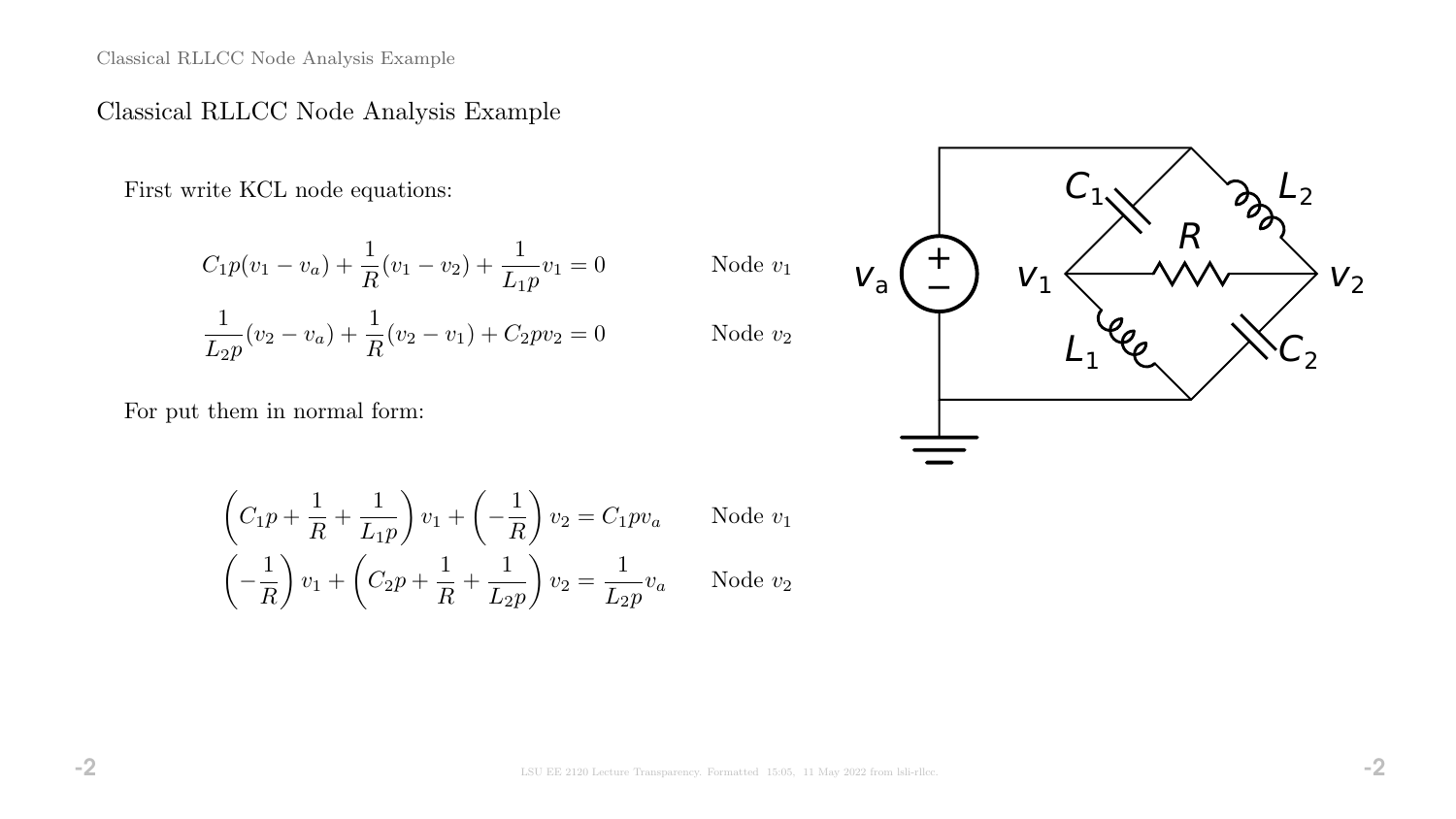# Classical RLLCC Node Analysis Example

First write KCL node equations:

$$C_1 p(v_1 - v_a) + \frac{1}{R}(v_1 - v_2) + \frac{1}{L_1 p} v_1 = 0 \qquad \text{Node } v_1$$

$$\frac{1}{L_2 p}(v_2 - v_a) + \frac{1}{R}(v_2 - v_1) + C_2 p v_2 = 0 \qquad \text{Node } v_2$$

For put them in normal form:

$$\left(C_1 p + \frac{1}{R} + \frac{1}{L_1 p}\right) v_1 + \left(-\frac{1}{R}\right) v_2 = C_1 p v_a \qquad \text{Node } v_1$$

$$\left(-\frac{1}{R}\right) v_1 + \left(C_2 p + \frac{1}{R} + \frac{1}{L_2 p}\right) v_2 = \frac{1}{L_2 p} v_a \qquad \text{Node } v_2$$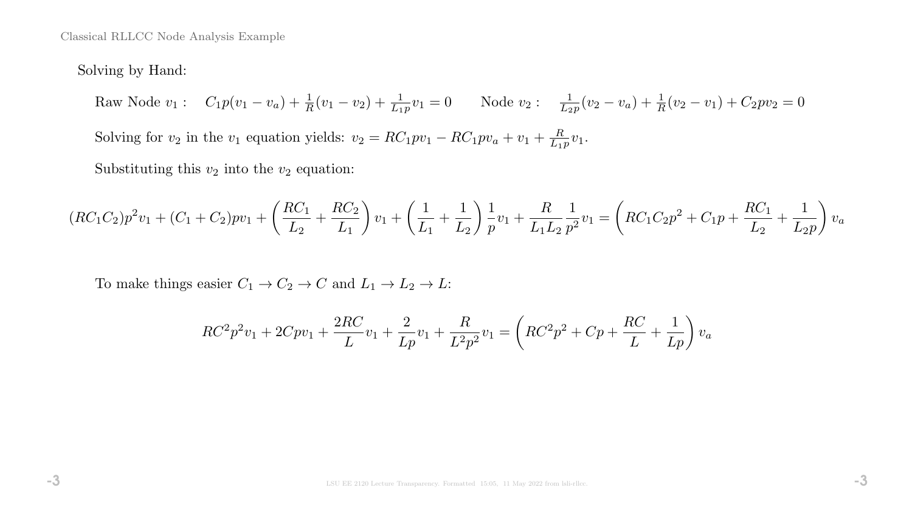Solving by Hand:

Raw Node $v_1$ : $C_1 p(v_1 - v_a) + \frac{1}{R}(v_1 - v_2) + \frac{1}{L_1 p} v_1 = 0$ Node $v_2$ : $\frac{1}{L_2 p}(v_2 - v_a) + \frac{1}{R}(v_2 - v_1) + C_2 p v_2 = 0$

Solving for $v_2$ in the $v_1$ equation yields: $v_2 = RC_1 p v_1 - RC_1 p v_a + v_1 + \frac{R}{L_1 p} v_1$.

Substituting this $v_2$ into the $v_2$ equation:

$$(RC_1C_2)p^2 v_1 + (C_1 + C_2)p v_1 + \left(\frac{RC_1}{L_2} + \frac{RC_2}{L_1}\right) v_1 + \left(\frac{1}{L_1} + \frac{1}{L_2}\right)\frac{1}{p} v_1 + \frac{R}{L_1 L_2}\frac{1}{p^2} v_1 = \left(RC_1C_2 p^2 + C_1 p + \frac{RC_1}{L_2} + \frac{1}{L_2 p}\right) v_a$$

To make things easier $C_1 \to C_2 \to C$ and $L_1 \to L_2 \to L$:

$$RC^2 p^2 v_1 + 2Cp v_1 + \frac{2RC}{L} v_1 + \frac{2}{Lp} v_1 + \frac{R}{L^2 p^2} v_1 = \left(RC^2 p^2 + Cp + \frac{RC}{L} + \frac{1}{Lp}\right) v_a$$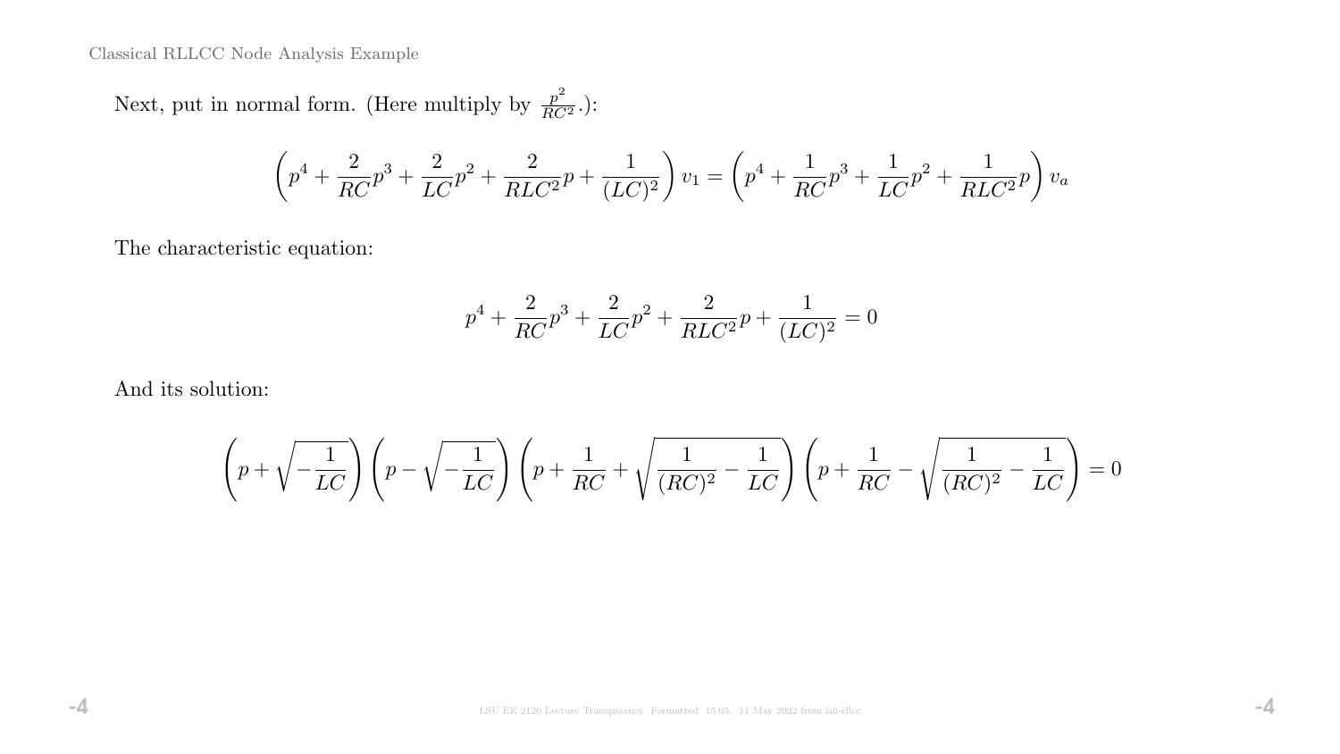Next, put in normal form. (Here multiply by $\frac{p^2}{RC^2}$.):

$$\left(p^4 + \frac{2}{RC}p^3 + \frac{2}{LC}p^2 + \frac{2}{RLC^2}p + \frac{1}{(LC)^2}\right)v_1 = \left(p^4 + \frac{1}{RC}p^3 + \frac{1}{LC}p^2 + \frac{1}{RLC^2}p\right)v_a$$

The characteristic equation:

$$p^4 + \frac{2}{RC}p^3 + \frac{2}{LC}p^2 + \frac{2}{RLC^2}p + \frac{1}{(LC)^2} = 0$$

And its solution:

$$\left(p + \sqrt{-\frac{1}{LC}}\right)\left(p - \sqrt{-\frac{1}{LC}}\right)\left(p + \frac{1}{RC} + \sqrt{\frac{1}{(RC)^2} - \frac{1}{LC}}\right)\left(p + \frac{1}{RC} - \sqrt{\frac{1}{(RC)^2} - \frac{1}{LC}}\right) = 0$$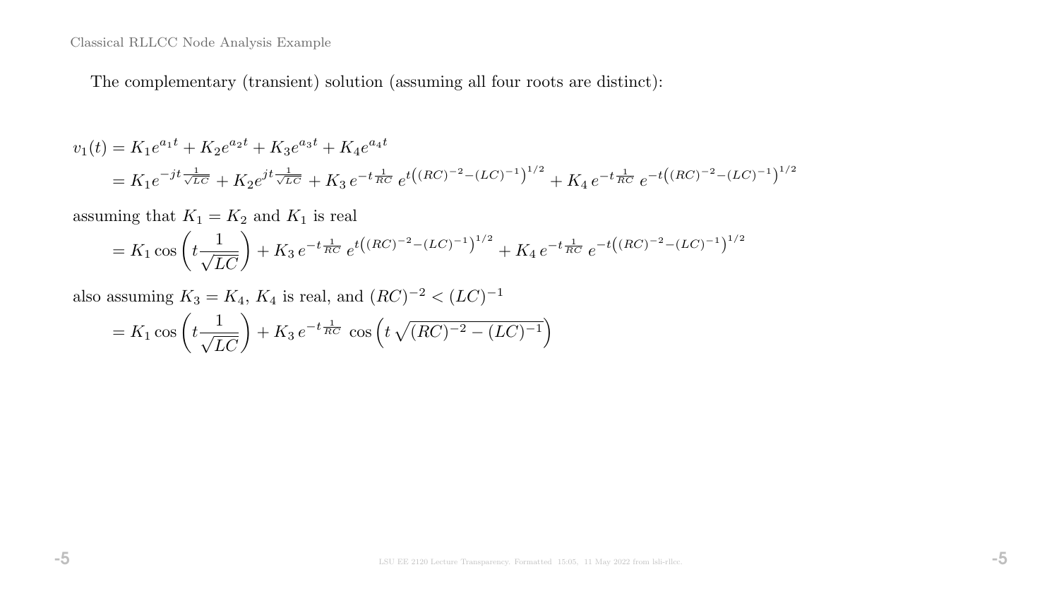The complementary (transient) solution (assuming all four roots are distinct):

$$
\begin{aligned}
v_1(t) &= K_1 e^{a_1 t} + K_2 e^{a_2 t} + K_3 e^{a_3 t} + K_4 e^{a_4 t} \\
&= K_1 e^{-jt\frac{1}{\sqrt{LC}}} + K_2 e^{jt\frac{1}{\sqrt{LC}}} + K_3\, e^{-t\frac{1}{RC}}\, e^{t\left((RC)^{-2}-(LC)^{-1}\right)^{1/2}} + K_4\, e^{-t\frac{1}{RC}}\, e^{-t\left((RC)^{-2}-(LC)^{-1}\right)^{1/2}}
\end{aligned}
$$

assuming that $K_1 = K_2$ and $K_1$ is real

$$
= K_1 \cos\left(t\frac{1}{\sqrt{LC}}\right) + K_3\, e^{-t\frac{1}{RC}}\, e^{t\left((RC)^{-2}-(LC)^{-1}\right)^{1/2}} + K_4\, e^{-t\frac{1}{RC}}\, e^{-t\left((RC)^{-2}-(LC)^{-1}\right)^{1/2}}
$$

also assuming $K_3 = K_4$, $K_4$ is real, and $(RC)^{-2} < (LC)^{-1}$

$$
= K_1 \cos\left(t\frac{1}{\sqrt{LC}}\right) + K_3\, e^{-t\frac{1}{RC}}\, \cos\left(t\,\sqrt{(RC)^{-2} - (LC)^{-1}}\right)
$$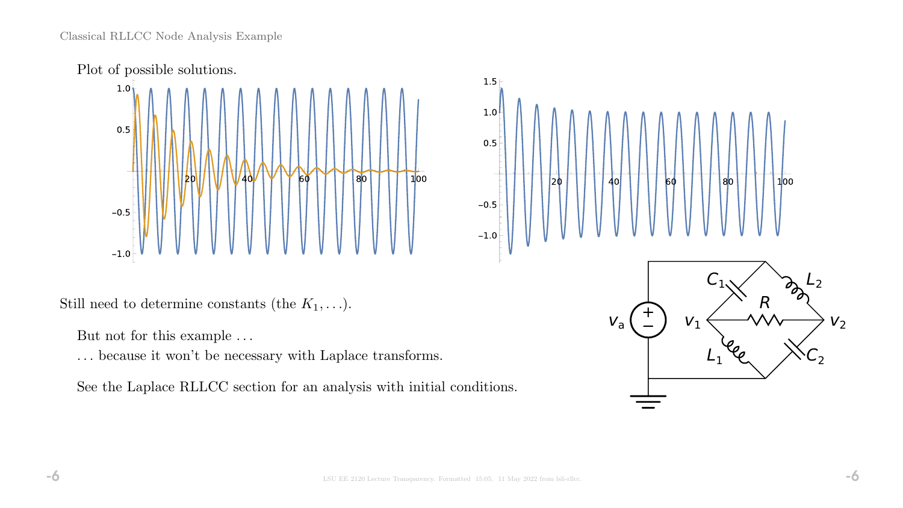Plot of possible solutions.

Still need to determine constants (the $K_1, \ldots$).

But not for this example ...

... because it won't be necessary with Laplace transforms.

See the Laplace RLLCC section for an analysis with initial conditions.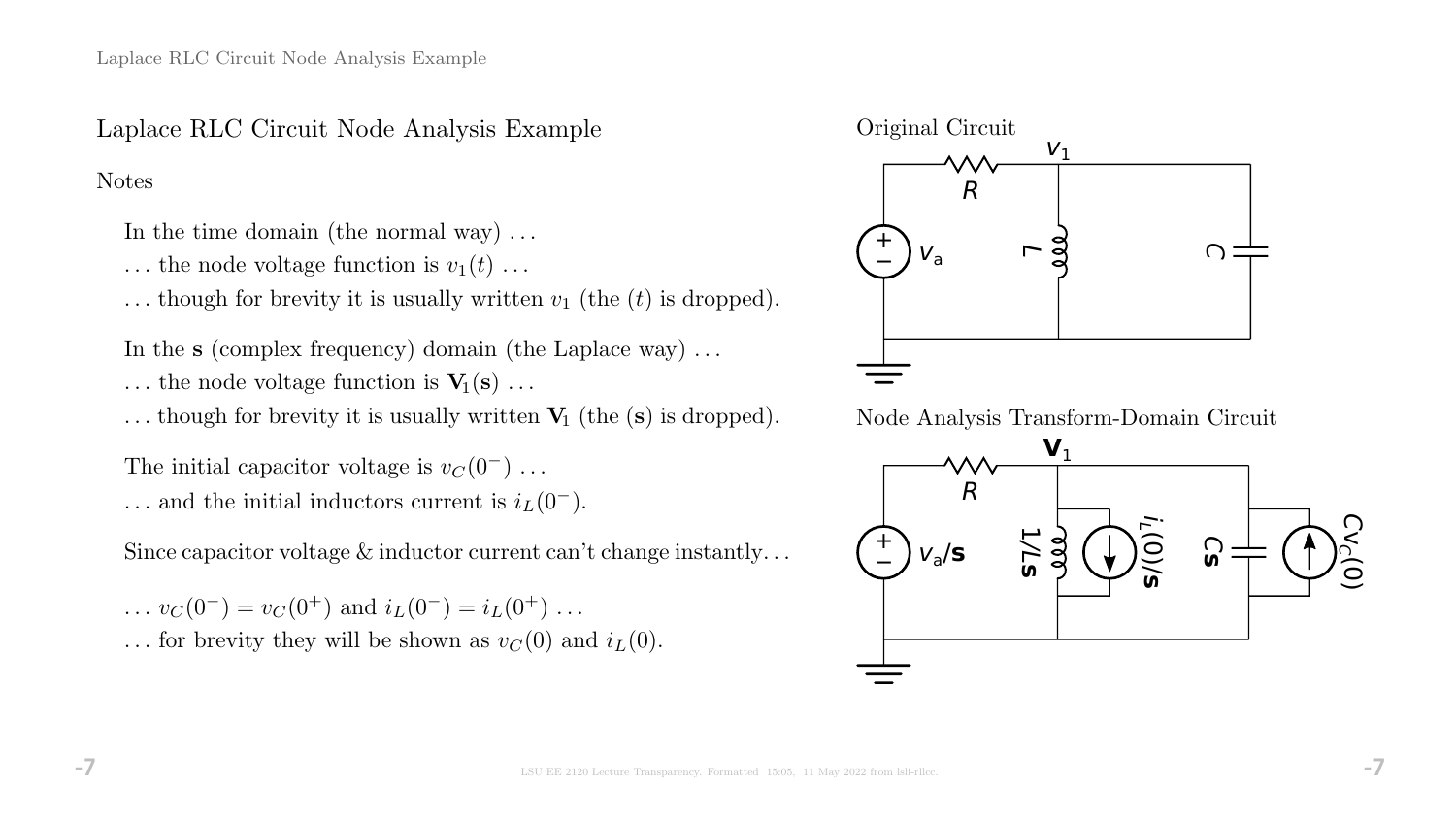# Laplace RLC Circuit Node Analysis Example

Notes

In the time domain (the normal way) . . .
. . . the node voltage function is $v_1(t)$ . . .
. . . though for brevity it is usually written $v_1$ (the $(t)$ is dropped).

In the $\mathbf{s}$ (complex frequency) domain (the Laplace way) . . .
. . . the node voltage function is $\mathbf{V}_1(\mathbf{s})$ . . .
. . . though for brevity it is usually written $\mathbf{V}_1$ (the $(\mathbf{s})$ is dropped).

The initial capacitor voltage is $v_C(0^-)$ . . .
. . . and the initial inductors current is $i_L(0^-)$.

Since capacitor voltage & inductor current can't change instantly. . .

. . . $v_C(0^-) = v_C(0^+)$ and $i_L(0^-) = i_L(0^+)$ . . .
. . . for brevity they will be shown as $v_C(0)$ and $i_L(0)$.

Original Circuit

Node Analysis Transform-Domain Circuit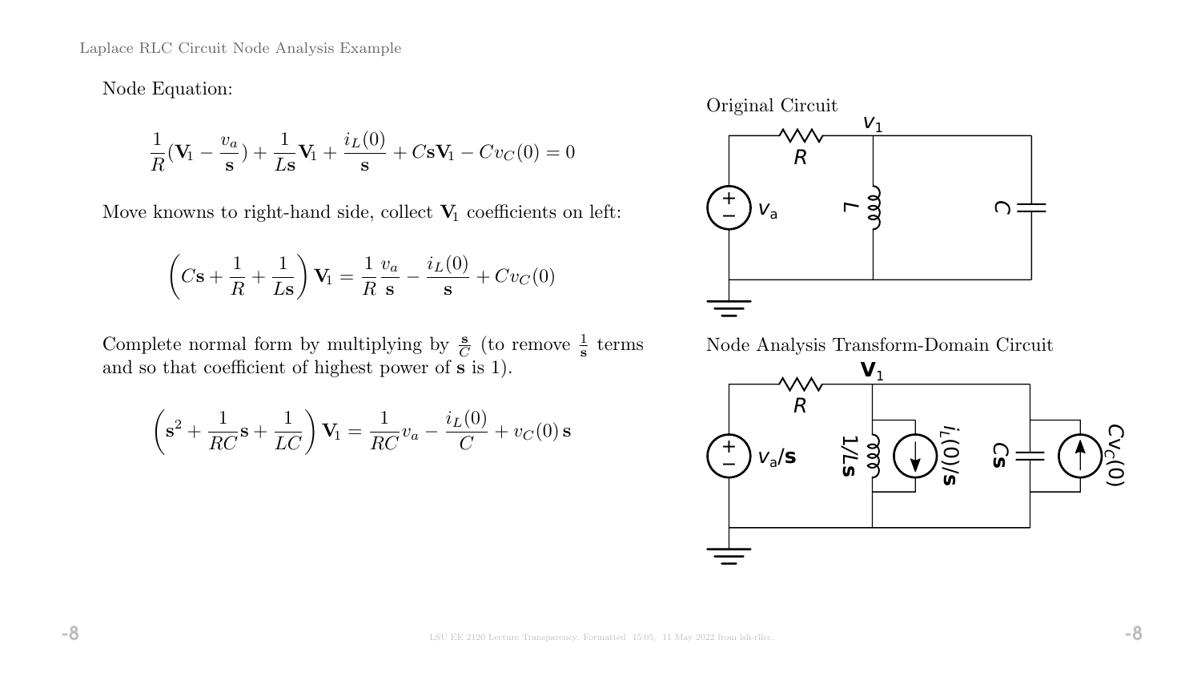Node Equation:

$$\frac{1}{R}(\mathbf{V}_1 - \frac{v_a}{\mathbf{s}}) + \frac{1}{L\mathbf{s}}\mathbf{V}_1 + \frac{i_L(0)}{\mathbf{s}} + C\mathbf{s}\mathbf{V}_1 - Cv_C(0) = 0$$

Move knowns to right-hand side, collect $\mathbf{V}_1$ coefficients on left:

$$\left(C\mathbf{s} + \frac{1}{R} + \frac{1}{L\mathbf{s}}\right)\mathbf{V}_1 = \frac{1}{R}\frac{v_a}{\mathbf{s}} - \frac{i_L(0)}{\mathbf{s}} + Cv_C(0)$$

Complete normal form by multiplying by $\frac{\mathbf{s}}{C}$ (to remove $\frac{1}{\mathbf{s}}$ terms and so that coefficient of highest power of $\mathbf{s}$ is 1).

$$\left(\mathbf{s}^2 + \frac{1}{RC}\mathbf{s} + \frac{1}{LC}\right)\mathbf{V}_1 = \frac{1}{RC}v_a - \frac{i_L(0)}{C} + v_C(0)\,\mathbf{s}$$

Original Circuit

Node Analysis Transform-Domain Circuit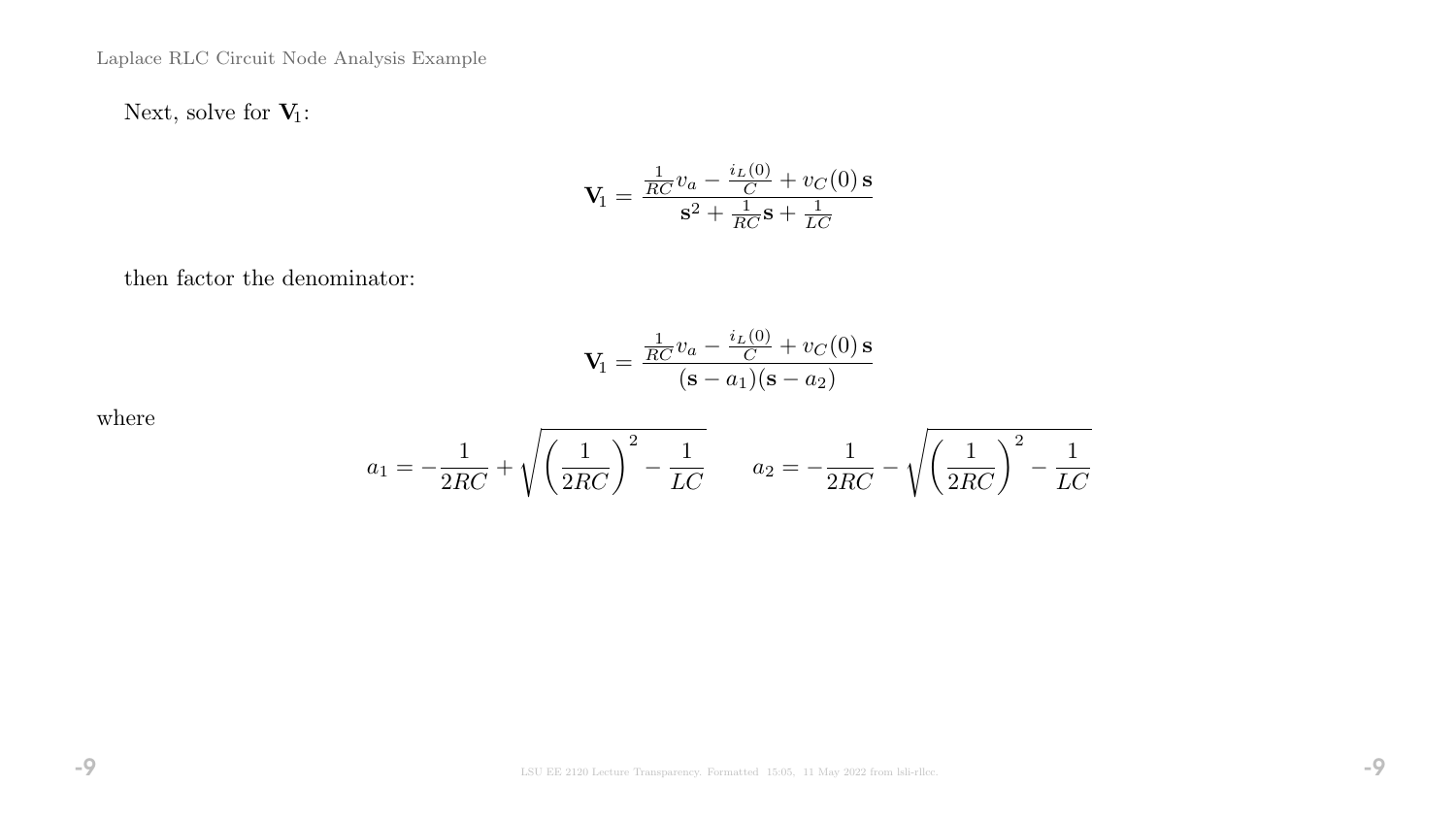Next, solve for $\mathbf{V}_1$:

$$\mathbf{V}_1 = \frac{\frac{1}{RC} v_a - \frac{i_L(0)}{C} + v_C(0)\,\mathbf{s}}{\mathbf{s}^2 + \frac{1}{RC}\mathbf{s} + \frac{1}{LC}}$$

then factor the denominator:

$$\mathbf{V}_1 = \frac{\frac{1}{RC} v_a - \frac{i_L(0)}{C} + v_C(0)\,\mathbf{s}}{(\mathbf{s} - a_1)(\mathbf{s} - a_2)}$$

where

$$a_1 = -\frac{1}{2RC} + \sqrt{\left(\frac{1}{2RC}\right)^2 - \frac{1}{LC}} \qquad a_2 = -\frac{1}{2RC} - \sqrt{\left(\frac{1}{2RC}\right)^2 - \frac{1}{LC}}$$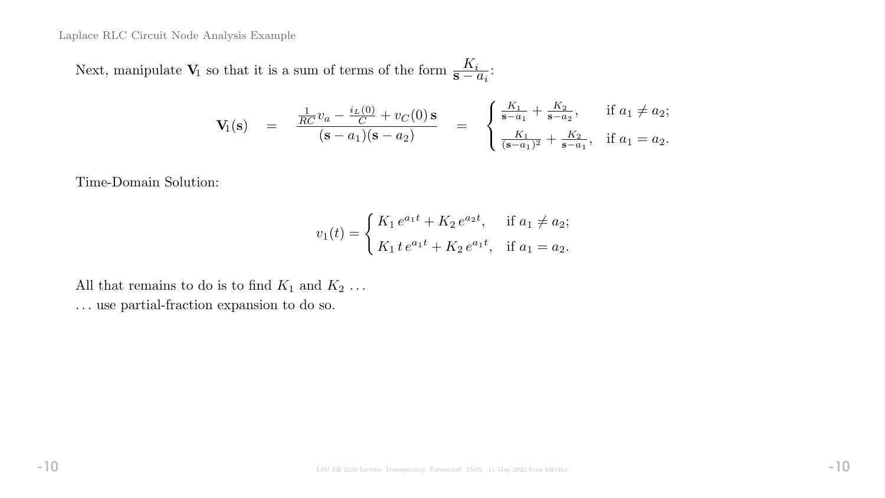Next, manipulate $\mathbf{V}_1$ so that it is a sum of terms of the form $\frac{K_i}{\mathbf{s} - a_i}$:

$$\mathbf{V}_1(\mathbf{s}) \quad = \quad \frac{\frac{1}{RC} v_a - \frac{i_L(0)}{C} + v_C(0)\,\mathbf{s}}{(\mathbf{s} - a_1)(\mathbf{s} - a_2)} \quad = \quad \begin{cases} \frac{K_1}{\mathbf{s}-a_1} + \frac{K_2}{\mathbf{s}-a_2}, & \text{if } a_1 \neq a_2; \\ \frac{K_1}{(\mathbf{s}-a_1)^2} + \frac{K_2}{\mathbf{s}-a_1}, & \text{if } a_1 = a_2. \end{cases}$$

Time-Domain Solution:

$$v_1(t) = \begin{cases} K_1\, e^{a_1 t} + K_2\, e^{a_2 t}, & \text{if } a_1 \neq a_2; \\ K_1\, t\, e^{a_1 t} + K_2\, e^{a_1 t}, & \text{if } a_1 = a_2. \end{cases}$$

All that remains to do is to find $K_1$ and $K_2$ ...

... use partial-fraction expansion to do so.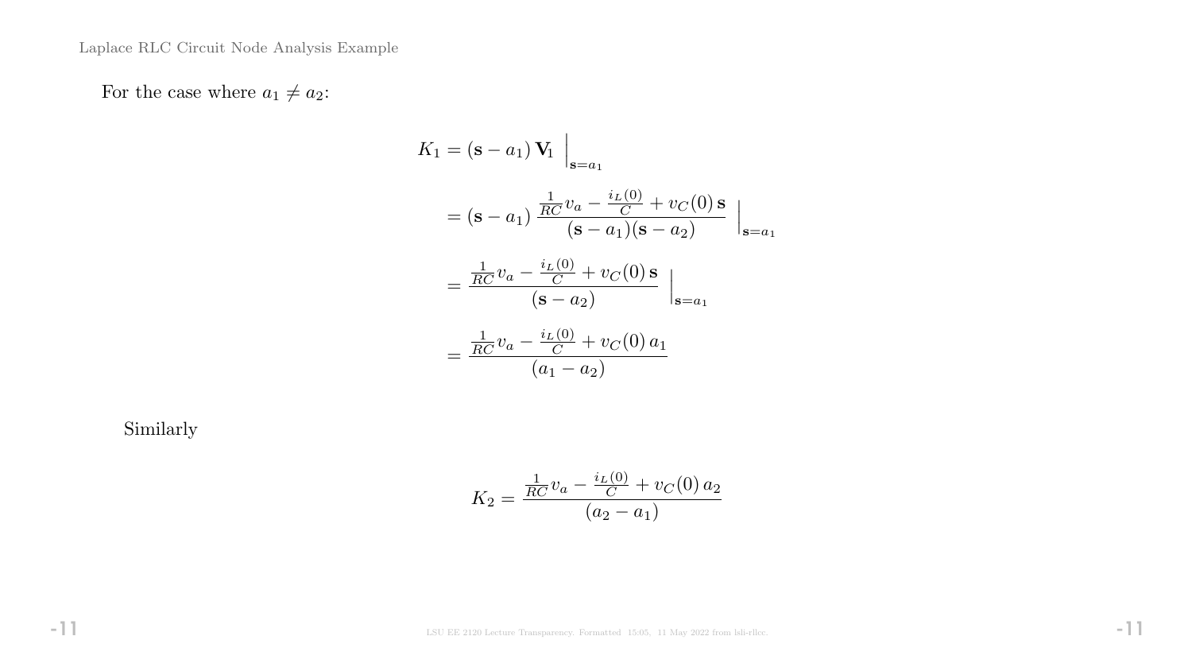For the case where $a_1 \neq a_2$:

$$
\begin{aligned}
K_1 &= (\mathbf{s} - a_1)\,\mathbf{V}_1 \,\Big|_{\mathbf{s}=a_1} \\
&= (\mathbf{s} - a_1)\,\frac{\frac{1}{RC} v_a - \frac{i_L(0)}{C} + v_C(0)\,\mathbf{s}}{(\mathbf{s} - a_1)(\mathbf{s} - a_2)} \,\Big|_{\mathbf{s}=a_1} \\
&= \frac{\frac{1}{RC} v_a - \frac{i_L(0)}{C} + v_C(0)\,\mathbf{s}}{(\mathbf{s} - a_2)} \,\Big|_{\mathbf{s}=a_1} \\
&= \frac{\frac{1}{RC} v_a - \frac{i_L(0)}{C} + v_C(0)\,a_1}{(a_1 - a_2)}
\end{aligned}
$$

Similarly

$$
K_2 = \frac{\frac{1}{RC} v_a - \frac{i_L(0)}{C} + v_C(0)\,a_2}{(a_2 - a_1)}
$$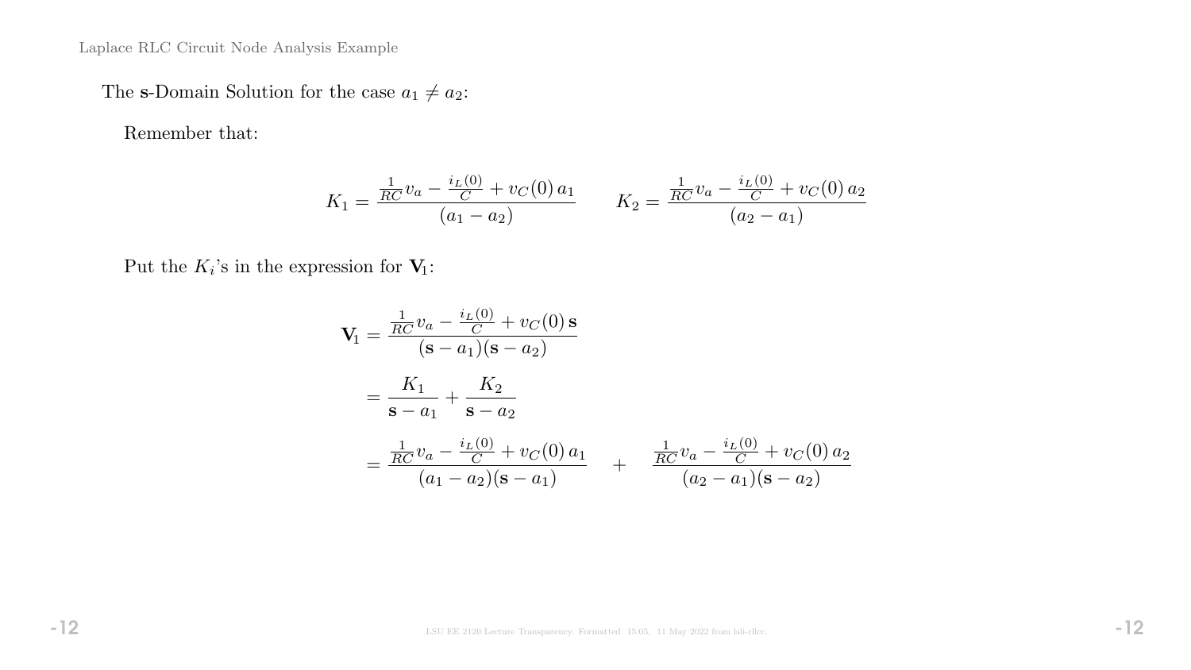The $\mathbf{s}$-Domain Solution for the case $a_1 \neq a_2$:

Remember that:

$$K_1 = \frac{\frac{1}{RC} v_a - \frac{i_L(0)}{C} + v_C(0)\, a_1}{(a_1 - a_2)} \qquad K_2 = \frac{\frac{1}{RC} v_a - \frac{i_L(0)}{C} + v_C(0)\, a_2}{(a_2 - a_1)}$$

Put the $K_i$'s in the expression for $\mathbf{V}_1$:

$$\begin{aligned}
\mathbf{V}_1 &= \frac{\frac{1}{RC} v_a - \frac{i_L(0)}{C} + v_C(0)\, \mathbf{s}}{(\mathbf{s} - a_1)(\mathbf{s} - a_2)} \\
&= \frac{K_1}{\mathbf{s} - a_1} + \frac{K_2}{\mathbf{s} - a_2} \\
&= \frac{\frac{1}{RC} v_a - \frac{i_L(0)}{C} + v_C(0)\, a_1}{(a_1 - a_2)(\mathbf{s} - a_1)} \quad + \quad \frac{\frac{1}{RC} v_a - \frac{i_L(0)}{C} + v_C(0)\, a_2}{(a_2 - a_1)(\mathbf{s} - a_2)}
\end{aligned}$$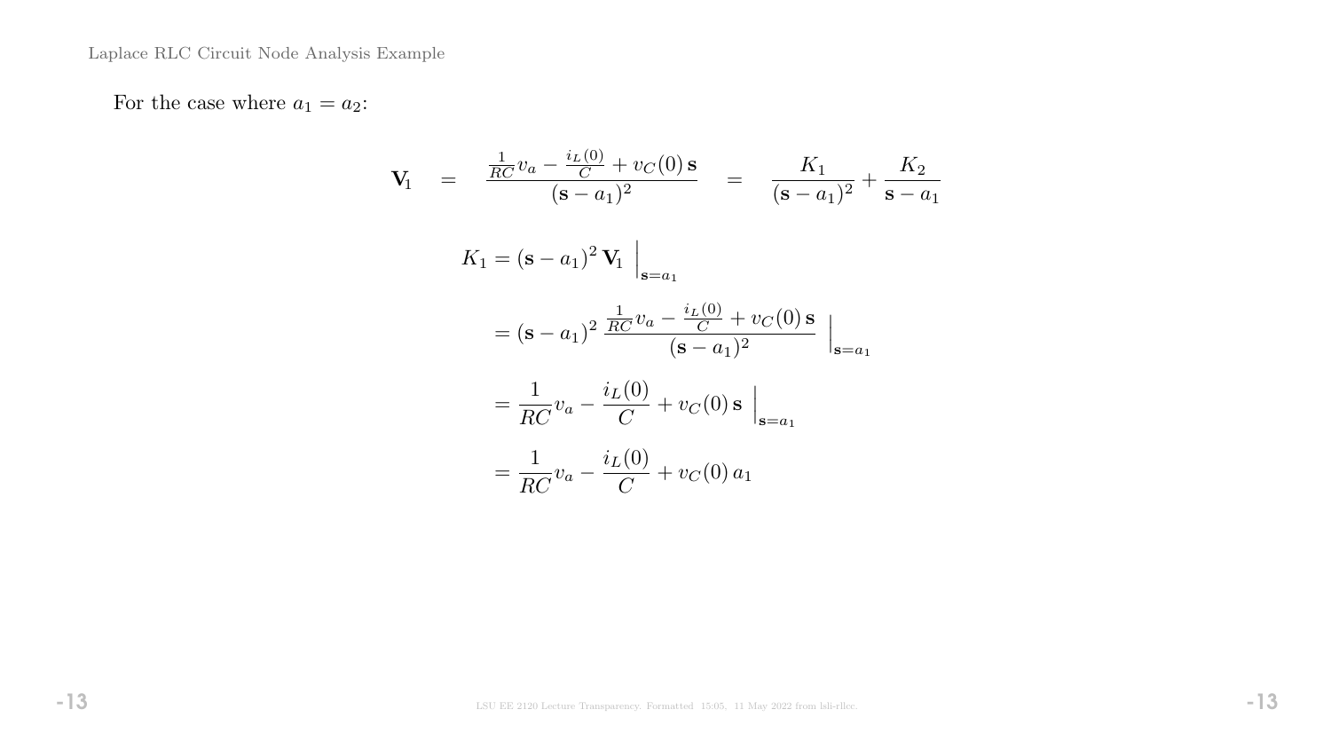For the case where $a_1 = a_2$:

$$\mathbf{V}_1 \quad = \quad \frac{\frac{1}{RC} v_a - \frac{i_L(0)}{C} + v_C(0)\,\mathbf{s}}{(\mathbf{s} - a_1)^2} \quad = \quad \frac{K_1}{(\mathbf{s} - a_1)^2} + \frac{K_2}{\mathbf{s} - a_1}$$

$$K_1 = (\mathbf{s} - a_1)^2\, \mathbf{V}_1 \,\Big|_{\mathbf{s}=a_1}$$

$$= (\mathbf{s} - a_1)^2\, \frac{\frac{1}{RC} v_a - \frac{i_L(0)}{C} + v_C(0)\,\mathbf{s}}{(\mathbf{s} - a_1)^2} \,\Big|_{\mathbf{s}=a_1}$$

$$= \frac{1}{RC} v_a - \frac{i_L(0)}{C} + v_C(0)\,\mathbf{s} \,\Big|_{\mathbf{s}=a_1}$$

$$= \frac{1}{RC} v_a - \frac{i_L(0)}{C} + v_C(0)\, a_1$$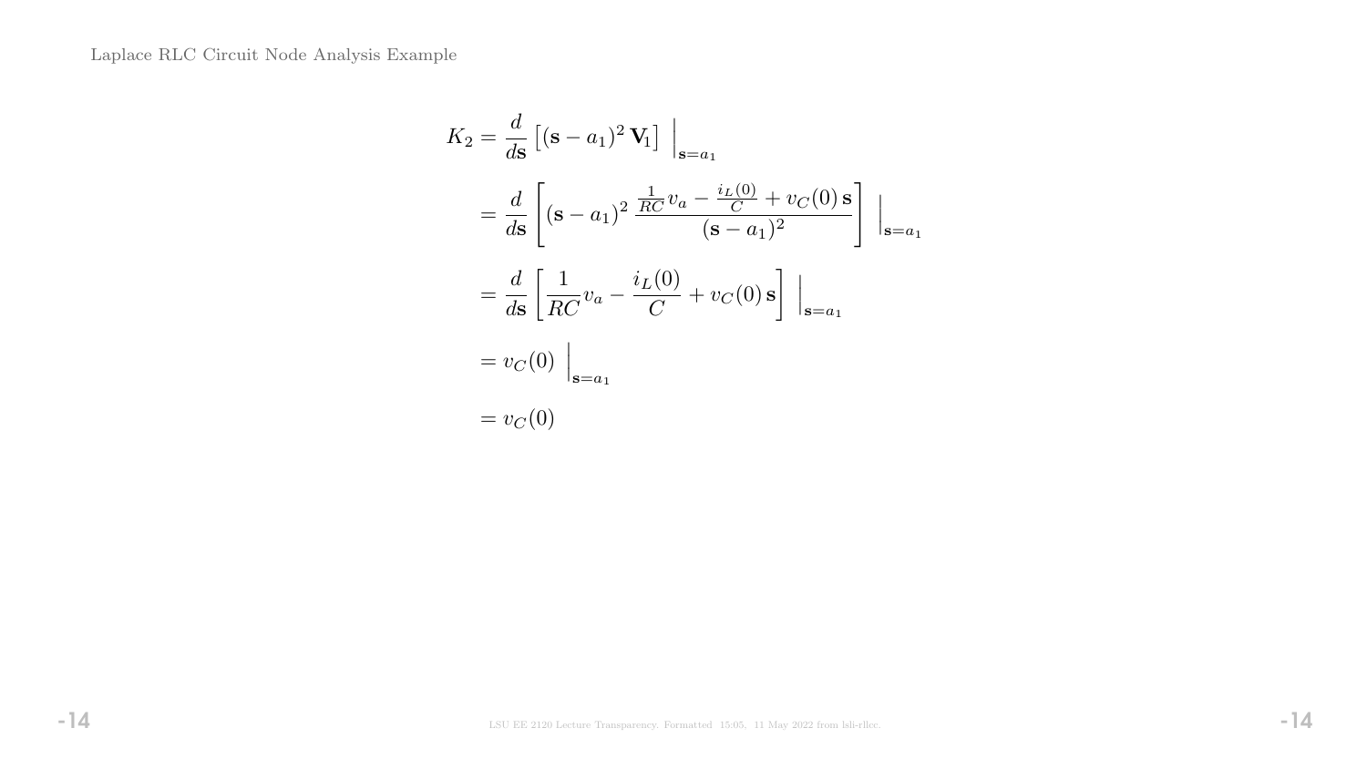$$
\begin{aligned}
K_2 &= \frac{d}{d\mathbf{s}} \left[ (\mathbf{s} - a_1)^2 \, \mathbf{V}_1 \right] \, \Big|_{\mathbf{s}=a_1} \\
&= \frac{d}{d\mathbf{s}} \left[ (\mathbf{s} - a_1)^2 \, \frac{\frac{1}{RC} v_a - \frac{i_L(0)}{C} + v_C(0)\, \mathbf{s}}{(\mathbf{s} - a_1)^2} \right] \, \Big|_{\mathbf{s}=a_1} \\
&= \frac{d}{d\mathbf{s}} \left[ \frac{1}{RC} v_a - \frac{i_L(0)}{C} + v_C(0)\, \mathbf{s} \right] \, \Big|_{\mathbf{s}=a_1} \\
&= v_C(0) \, \Big|_{\mathbf{s}=a_1} \\
&= v_C(0)
\end{aligned}
$$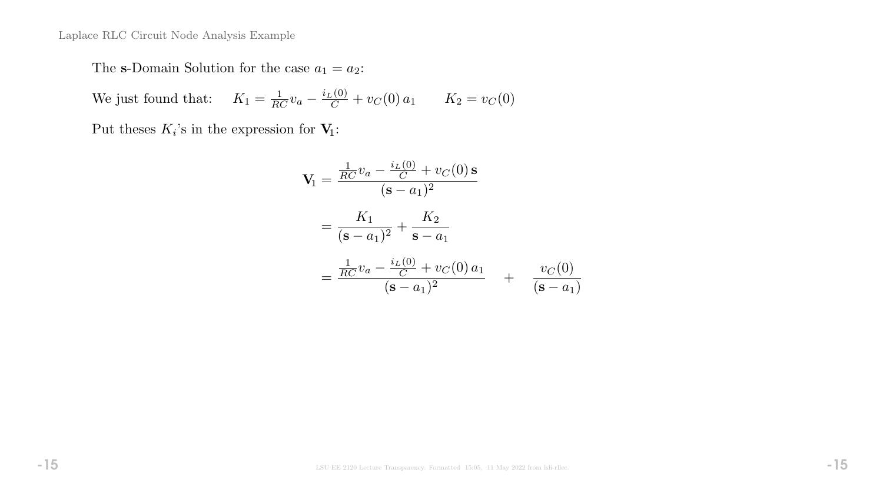The **s**-Domain Solution for the case $a_1 = a_2$:

We just found that: $K_1 = \frac{1}{RC} v_a - \frac{i_L(0)}{C} + v_C(0)\, a_1 \qquad K_2 = v_C(0)$

Put theses $K_i$'s in the expression for $\mathbf{V}_1$:

$$
\begin{aligned}
\mathbf{V}_1 &= \frac{\frac{1}{RC} v_a - \frac{i_L(0)}{C} + v_C(0)\, \mathbf{s}}{(\mathbf{s} - a_1)^2} \\
&= \frac{K_1}{(\mathbf{s} - a_1)^2} + \frac{K_2}{\mathbf{s} - a_1} \\
&= \frac{\frac{1}{RC} v_a - \frac{i_L(0)}{C} + v_C(0)\, a_1}{(\mathbf{s} - a_1)^2} \quad + \quad \frac{v_C(0)}{(\mathbf{s} - a_1)}
\end{aligned}
$$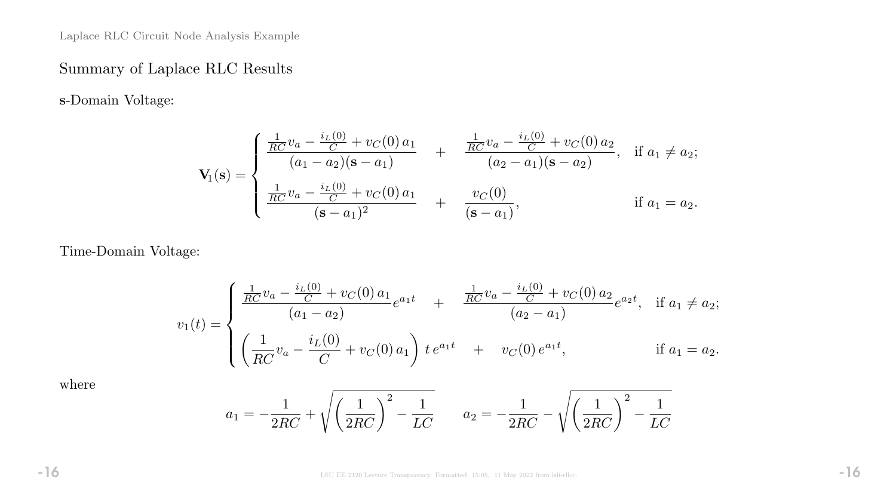## Summary of Laplace RLC Results

**s**-Domain Voltage:

$$
\mathbf{V}_1(\mathbf{s}) = \begin{cases} \dfrac{\frac{1}{RC}v_a - \frac{i_L(0)}{C} + v_C(0)\,a_1}{(a_1 - a_2)(\mathbf{s} - a_1)} \quad + \quad \dfrac{\frac{1}{RC}v_a - \frac{i_L(0)}{C} + v_C(0)\,a_2}{(a_2 - a_1)(\mathbf{s} - a_2)}, & \text{if } a_1 \neq a_2; \\[2ex] \dfrac{\frac{1}{RC}v_a - \frac{i_L(0)}{C} + v_C(0)\,a_1}{(\mathbf{s} - a_1)^2} \quad + \quad \dfrac{v_C(0)}{(\mathbf{s} - a_1)}, & \text{if } a_1 = a_2. \end{cases}
$$

Time-Domain Voltage:

$$
v_1(t) = \begin{cases} \dfrac{\frac{1}{RC}v_a - \frac{i_L(0)}{C} + v_C(0)\,a_1}{(a_1 - a_2)} e^{a_1 t} \quad + \quad \dfrac{\frac{1}{RC}v_a - \frac{i_L(0)}{C} + v_C(0)\,a_2}{(a_2 - a_1)} e^{a_2 t}, & \text{if } a_1 \neq a_2; \\[2ex] \left( \dfrac{1}{RC}v_a - \dfrac{i_L(0)}{C} + v_C(0)\,a_1 \right) t\, e^{a_1 t} \quad + \quad v_C(0)\, e^{a_1 t}, & \text{if } a_1 = a_2. \end{cases}
$$

where

$$
a_1 = -\frac{1}{2RC} + \sqrt{\left(\frac{1}{2RC}\right)^2 - \frac{1}{LC}} \qquad a_2 = -\frac{1}{2RC} - \sqrt{\left(\frac{1}{2RC}\right)^2 - \frac{1}{LC}}
$$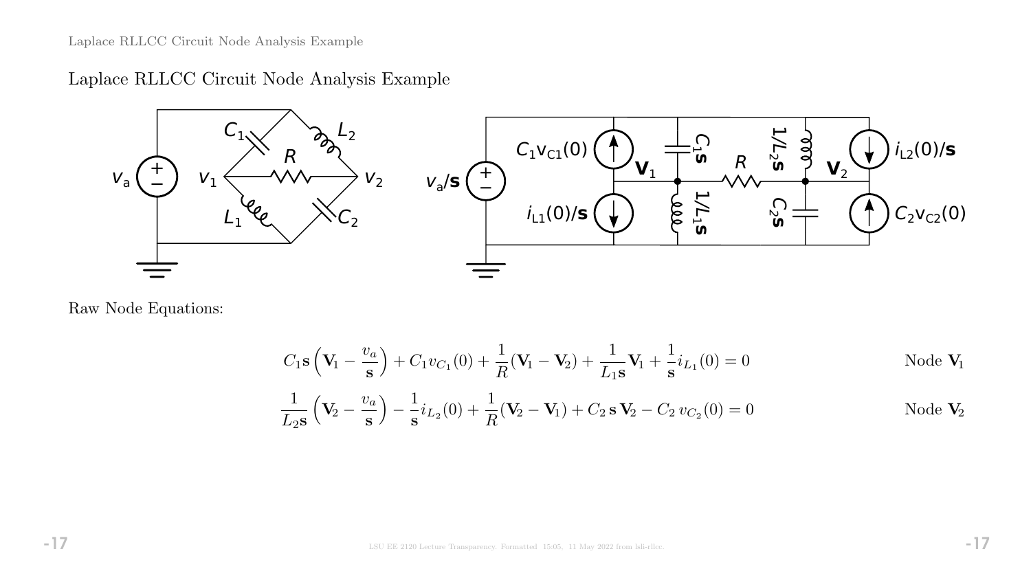# Laplace RLLCC Circuit Node Analysis Example

Raw Node Equations:

$$C_1\mathbf{s}\left(\mathbf{V}_1 - \frac{v_a}{\mathbf{s}}\right) + C_1 v_{C_1}(0) + \frac{1}{R}(\mathbf{V}_1 - \mathbf{V}_2) + \frac{1}{L_1\mathbf{s}}\mathbf{V}_1 + \frac{1}{\mathbf{s}} i_{L_1}(0) = 0 \qquad \text{Node } \mathbf{V}_1$$

$$\frac{1}{L_2\mathbf{s}}\left(\mathbf{V}_2 - \frac{v_a}{\mathbf{s}}\right) - \frac{1}{\mathbf{s}} i_{L_2}(0) + \frac{1}{R}(\mathbf{V}_2 - \mathbf{V}_1) + C_2\,\mathbf{s}\,\mathbf{V}_2 - C_2\,v_{C_2}(0) = 0 \qquad \text{Node } \mathbf{V}_2$$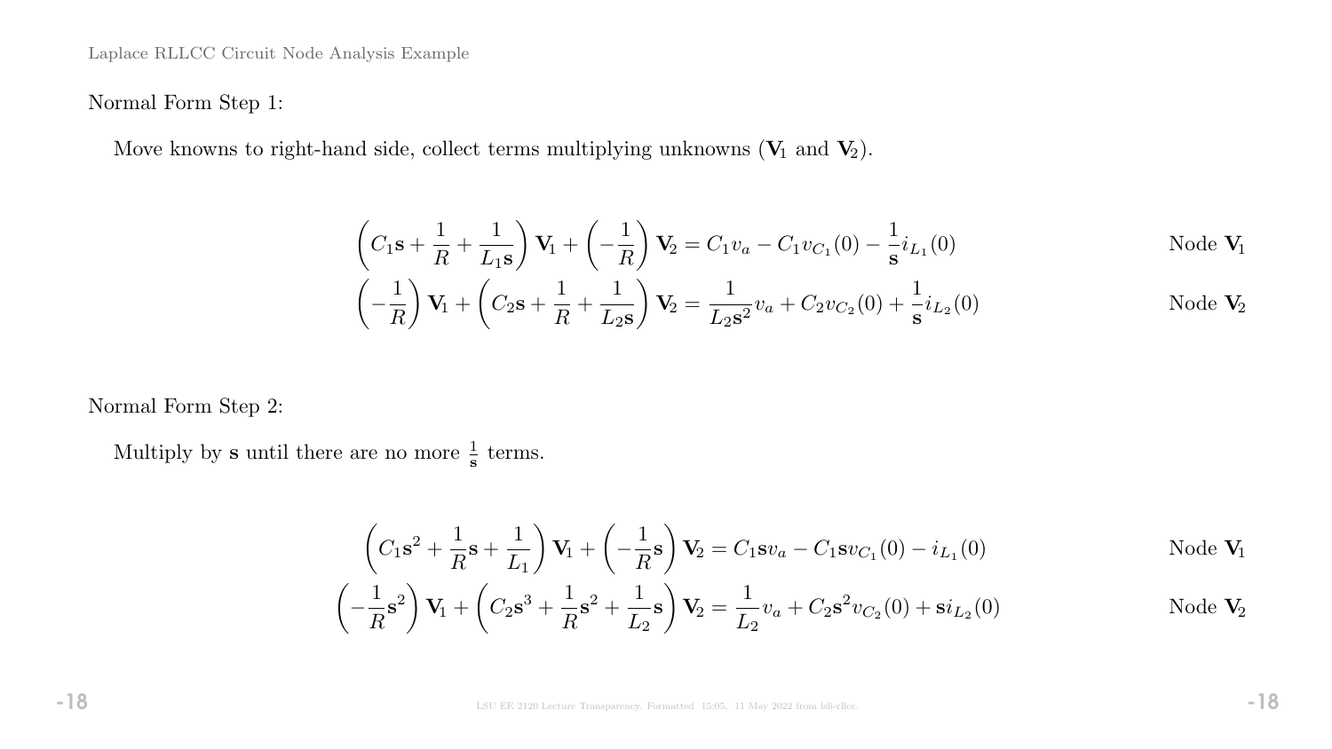Normal Form Step 1:

Move knowns to right-hand side, collect terms multiplying unknowns ($\mathbf{V}_1$ and $\mathbf{V}_2$).

$$\left(C_1\mathbf{s} + \frac{1}{R} + \frac{1}{L_1\mathbf{s}}\right)\mathbf{V}_1 + \left(-\frac{1}{R}\right)\mathbf{V}_2 = C_1 v_a - C_1 v_{C_1}(0) - \frac{1}{\mathbf{s}} i_{L_1}(0) \qquad \text{Node } \mathbf{V}_1$$

$$\left(-\frac{1}{R}\right)\mathbf{V}_1 + \left(C_2\mathbf{s} + \frac{1}{R} + \frac{1}{L_2\mathbf{s}}\right)\mathbf{V}_2 = \frac{1}{L_2\mathbf{s}^2} v_a + C_2 v_{C_2}(0) + \frac{1}{\mathbf{s}} i_{L_2}(0) \qquad \text{Node } \mathbf{V}_2$$

Normal Form Step 2:

Multiply by $\mathbf{s}$ until there are no more $\frac{1}{\mathbf{s}}$ terms.

$$\left(C_1\mathbf{s}^2 + \frac{1}{R}\mathbf{s} + \frac{1}{L_1}\right)\mathbf{V}_1 + \left(-\frac{1}{R}\mathbf{s}\right)\mathbf{V}_2 = C_1\mathbf{s} v_a - C_1\mathbf{s} v_{C_1}(0) - i_{L_1}(0) \qquad \text{Node } \mathbf{V}_1$$

$$\left(-\frac{1}{R}\mathbf{s}^2\right)\mathbf{V}_1 + \left(C_2\mathbf{s}^3 + \frac{1}{R}\mathbf{s}^2 + \frac{1}{L_2}\mathbf{s}\right)\mathbf{V}_2 = \frac{1}{L_2} v_a + C_2\mathbf{s}^2 v_{C_2}(0) + \mathbf{s} i_{L_2}(0) \qquad \text{Node } \mathbf{V}_2$$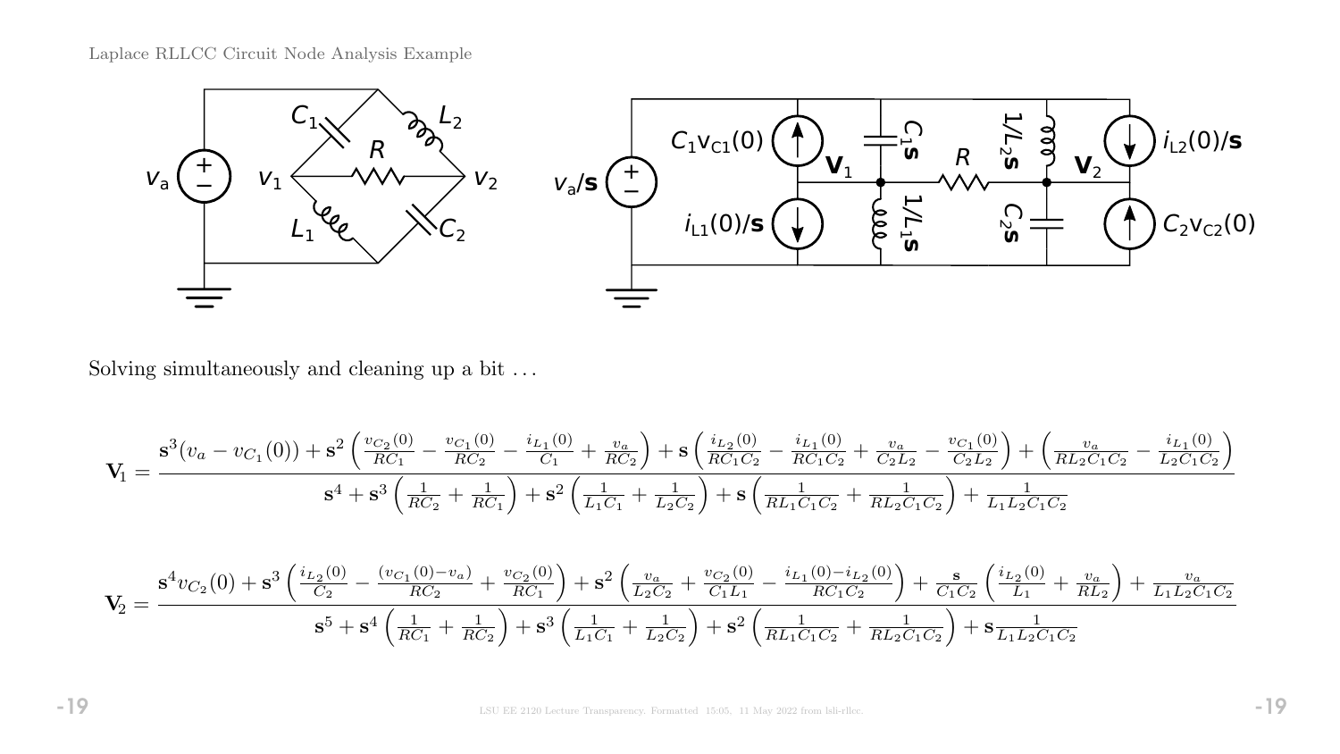Solving simultaneously and cleaning up a bit ...

$$\mathbf{V}_1 = \frac{\mathbf{s}^3(v_a - v_{C_1}(0)) + \mathbf{s}^2\left(\frac{v_{C_2}(0)}{RC_1} - \frac{v_{C_1}(0)}{RC_2} - \frac{i_{L_1}(0)}{C_1} + \frac{v_a}{RC_2}\right) + \mathbf{s}\left(\frac{i_{L_2}(0)}{RC_1C_2} - \frac{i_{L_1}(0)}{RC_1C_2} + \frac{v_a}{C_2L_2} - \frac{v_{C_1}(0)}{C_2L_2}\right) + \left(\frac{v_a}{RL_2C_1C_2} - \frac{i_{L_1}(0)}{L_2C_1C_2}\right)}{\mathbf{s}^4 + \mathbf{s}^3\left(\frac{1}{RC_2} + \frac{1}{RC_1}\right) + \mathbf{s}^2\left(\frac{1}{L_1C_1} + \frac{1}{L_2C_2}\right) + \mathbf{s}\left(\frac{1}{RL_1C_1C_2} + \frac{1}{RL_2C_1C_2}\right) + \frac{1}{L_1L_2C_1C_2}}$$

$$\mathbf{V}_2 = \frac{\mathbf{s}^4 v_{C_2}(0) + \mathbf{s}^3\left(\frac{i_{L_2}(0)}{C_2} - \frac{(v_{C_1}(0) - v_a)}{RC_2} + \frac{v_{C_2}(0)}{RC_1}\right) + \mathbf{s}^2\left(\frac{v_a}{L_2C_2} + \frac{v_{C_2}(0)}{C_1L_1} - \frac{i_{L_1}(0) - i_{L_2}(0)}{RC_1C_2}\right) + \frac{\mathbf{s}}{C_1C_2}\left(\frac{i_{L_2}(0)}{L_1} + \frac{v_a}{RL_2}\right) + \frac{v_a}{L_1L_2C_1C_2}}{\mathbf{s}^5 + \mathbf{s}^4\left(\frac{1}{RC_1} + \frac{1}{RC_2}\right) + \mathbf{s}^3\left(\frac{1}{L_1C_1} + \frac{1}{L_2C_2}\right) + \mathbf{s}^2\left(\frac{1}{RL_1C_1C_2} + \frac{1}{RL_2C_1C_2}\right) + \mathbf{s}\frac{1}{L_1L_2C_1C_2}}$$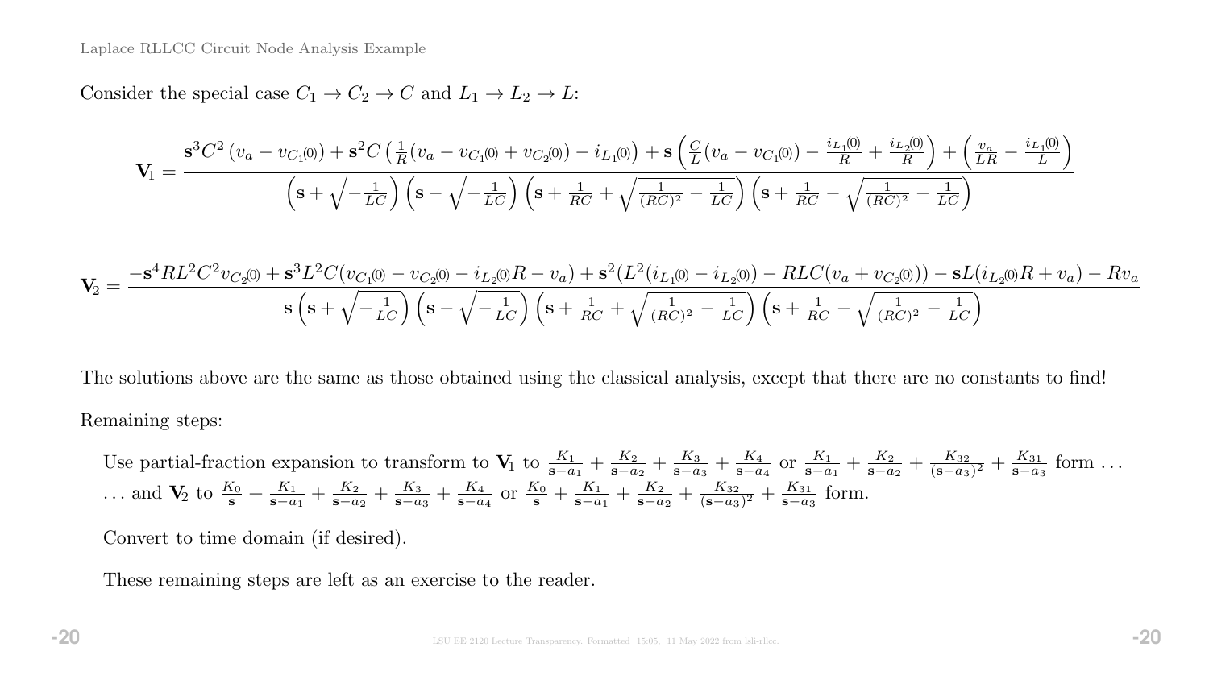Consider the special case $C_1 \to C_2 \to C$ and $L_1 \to L_2 \to L$:

$$\mathbf{V}_1 = \frac{\mathbf{s}^3 C^2 \left(v_a - v_{C_1(0)}\right) + \mathbf{s}^2 C \left(\frac{1}{R}(v_a - v_{C_1(0)} + v_{C_2(0)}) - i_{L_1(0)}\right) + \mathbf{s}\left(\frac{C}{L}(v_a - v_{C_1(0)}) - \frac{i_{L_1(0)}}{R} + \frac{i_{L_2(0)}}{R}\right) + \left(\frac{v_a}{LR} - \frac{i_{L_1(0)}}{L}\right)}{\left(\mathbf{s} + \sqrt{-\frac{1}{LC}}\right)\left(\mathbf{s} - \sqrt{-\frac{1}{LC}}\right)\left(\mathbf{s} + \frac{1}{RC} + \sqrt{\frac{1}{(RC)^2} - \frac{1}{LC}}\right)\left(\mathbf{s} + \frac{1}{RC} - \sqrt{\frac{1}{(RC)^2} - \frac{1}{LC}}\right)}$$

$$\mathbf{V}_2 = \frac{-\mathbf{s}^4 RL^2C^2 v_{C_2(0)} + \mathbf{s}^3 L^2 C(v_{C_1(0)} - v_{C_2(0)} - i_{L_2(0)}R - v_a) + \mathbf{s}^2(L^2(i_{L_1(0)} - i_{L_2(0)}) - RLC(v_a + v_{C_2(0)})) - \mathbf{s}L(i_{L_2(0)}R + v_a) - Rv_a}{\mathbf{s}\left(\mathbf{s} + \sqrt{-\frac{1}{LC}}\right)\left(\mathbf{s} - \sqrt{-\frac{1}{LC}}\right)\left(\mathbf{s} + \frac{1}{RC} + \sqrt{\frac{1}{(RC)^2} - \frac{1}{LC}}\right)\left(\mathbf{s} + \frac{1}{RC} - \sqrt{\frac{1}{(RC)^2} - \frac{1}{LC}}\right)}$$

The solutions above are the same as those obtained using the classical analysis, except that there are no constants to find!

Remaining steps:

Use partial-fraction expansion to transform to $\mathbf{V}_1$ to $\frac{K_1}{\mathbf{s}-a_1} + \frac{K_2}{\mathbf{s}-a_2} + \frac{K_3}{\mathbf{s}-a_3} + \frac{K_4}{\mathbf{s}-a_4}$ or $\frac{K_1}{\mathbf{s}-a_1} + \frac{K_2}{\mathbf{s}-a_2} + \frac{K_{32}}{(\mathbf{s}-a_3)^2} + \frac{K_{31}}{\mathbf{s}-a_3}$ form ...
... and $\mathbf{V}_2$ to $\frac{K_0}{\mathbf{s}} + \frac{K_1}{\mathbf{s}-a_1} + \frac{K_2}{\mathbf{s}-a_2} + \frac{K_3}{\mathbf{s}-a_3} + \frac{K_4}{\mathbf{s}-a_4}$ or $\frac{K_0}{\mathbf{s}} + \frac{K_1}{\mathbf{s}-a_1} + \frac{K_2}{\mathbf{s}-a_2} + \frac{K_{32}}{(\mathbf{s}-a_3)^2} + \frac{K_{31}}{\mathbf{s}-a_3}$ form.

Convert to time domain (if desired).

These remaining steps are left as an exercise to the reader.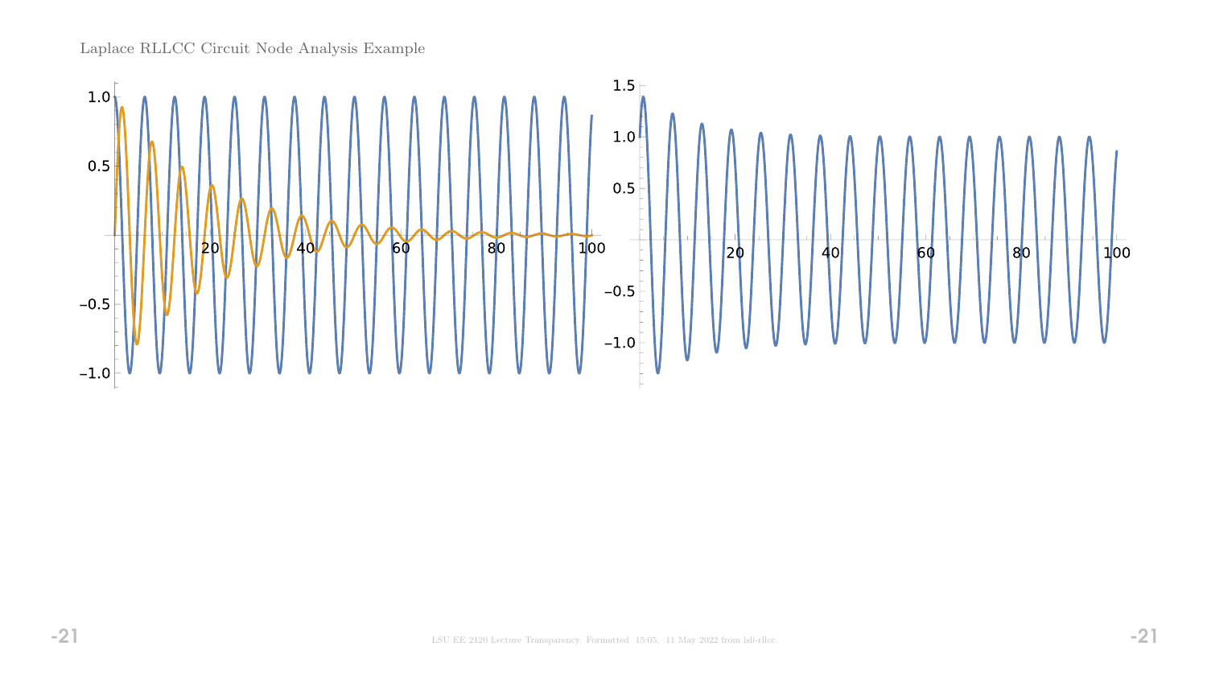Laplace RLLCC Circuit Node Analysis Example

1.0
0.5
−0.5
−1.0
20
40
60
80
100

1.5
1.0
0.5
−0.5
−1.0
20
40
60
80
100